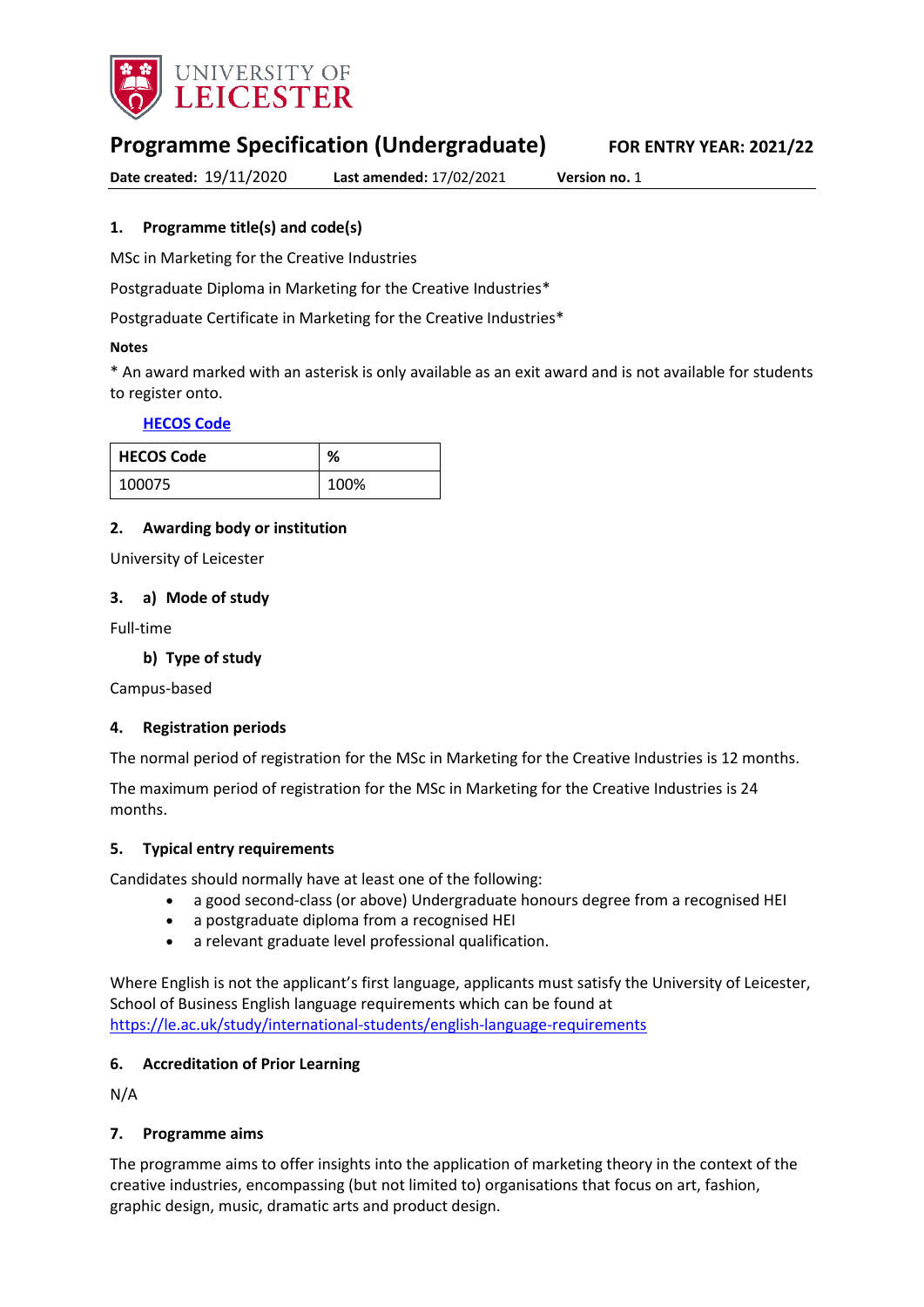UNIVERSITY OF LEICESTER

# Programme Specification (Undergraduate)

**FOR ENTRY YEAR: 2021/22**

**Date created:** 19/11/2020 **Last amended:** 17/02/2021 **Version no.** 1

## 1. Programme title(s) and code(s)

MSc in Marketing for the Creative Industries

Postgraduate Diploma in Marketing for the Creative Industries*

Postgraduate Certificate in Marketing for the Creative Industries*

**Notes**

* An award marked with an asterisk is only available as an exit award and is not available for students to register onto.

**HECOS Code**

| HECOS Code | % |
|---|---|
| 100075 | 100% |

## 2. Awarding body or institution

University of Leicester

## 3. a) Mode of study

Full-time

### b) Type of study

Campus-based

## 4. Registration periods

The normal period of registration for the MSc in Marketing for the Creative Industries is 12 months.

The maximum period of registration for the MSc in Marketing for the Creative Industries is 24 months.

## 5. Typical entry requirements

Candidates should normally have at least one of the following:

- a good second-class (or above) Undergraduate honours degree from a recognised HEI
- a postgraduate diploma from a recognised HEI
- a relevant graduate level professional qualification.

Where English is not the applicant's first language, applicants must satisfy the University of Leicester, School of Business English language requirements which can be found at https://le.ac.uk/study/international-students/english-language-requirements

## 6. Accreditation of Prior Learning

N/A

## 7. Programme aims

The programme aims to offer insights into the application of marketing theory in the context of the creative industries, encompassing (but not limited to) organisations that focus on art, fashion, graphic design, music, dramatic arts and product design.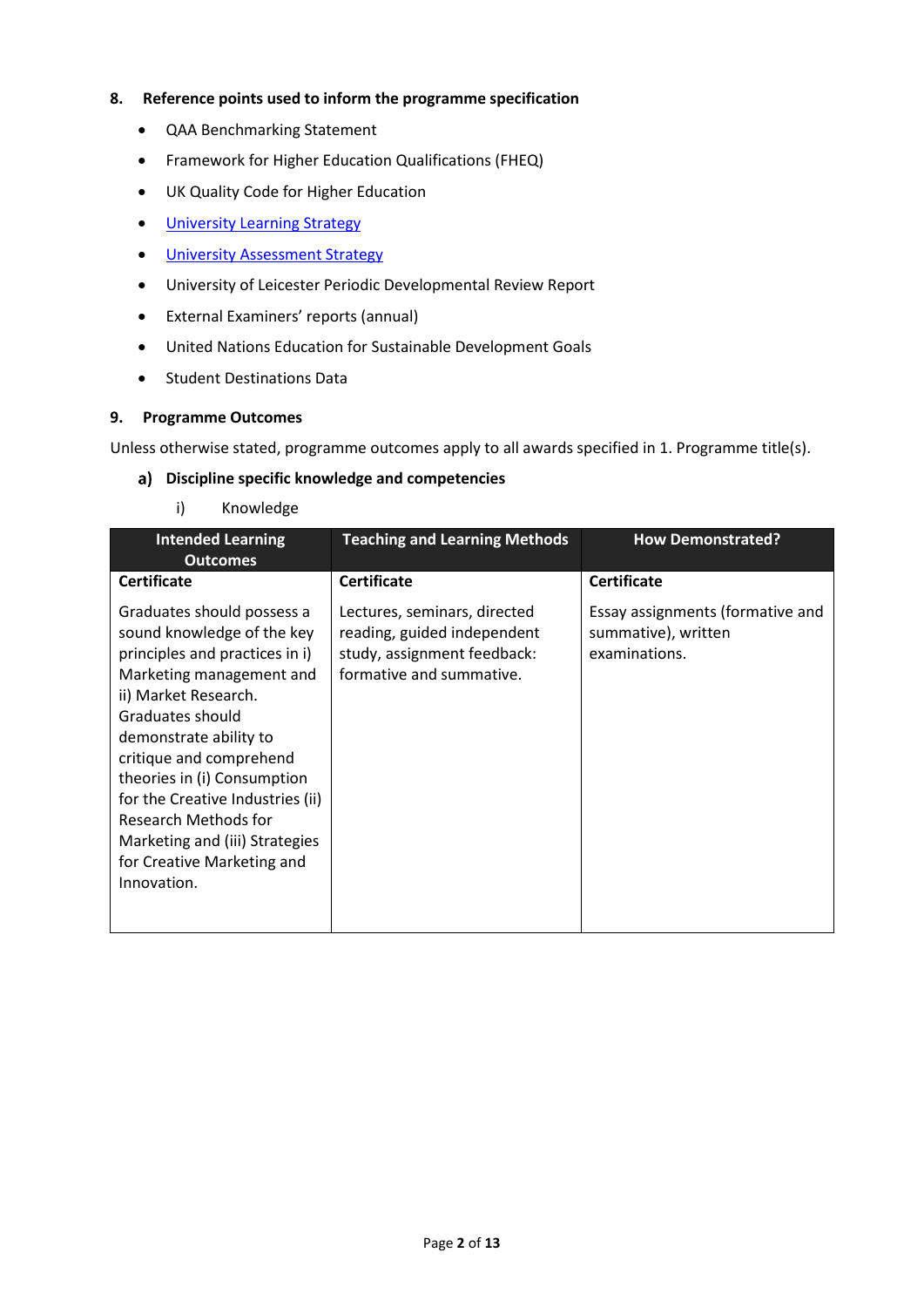## 8. Reference points used to inform the programme specification

- QAA Benchmarking Statement
- Framework for Higher Education Qualifications (FHEQ)
- UK Quality Code for Higher Education
- University Learning Strategy
- University Assessment Strategy
- University of Leicester Periodic Developmental Review Report
- External Examiners' reports (annual)
- United Nations Education for Sustainable Development Goals
- Student Destinations Data

## 9. Programme Outcomes

Unless otherwise stated, programme outcomes apply to all awards specified in 1. Programme title(s).

### a) Discipline specific knowledge and competencies

i) Knowledge

| Intended Learning Outcomes | Teaching and Learning Methods | How Demonstrated? |
|---|---|---|
| **Certificate**<br><br>Graduates should possess a sound knowledge of the key principles and practices in i) Marketing management and ii) Market Research. Graduates should demonstrate ability to critique and comprehend theories in (i) Consumption for the Creative Industries (ii) Research Methods for Marketing and (iii) Strategies for Creative Marketing and Innovation. | **Certificate**<br><br>Lectures, seminars, directed reading, guided independent study, assignment feedback: formative and summative. | **Certificate**<br><br>Essay assignments (formative and summative), written examinations. |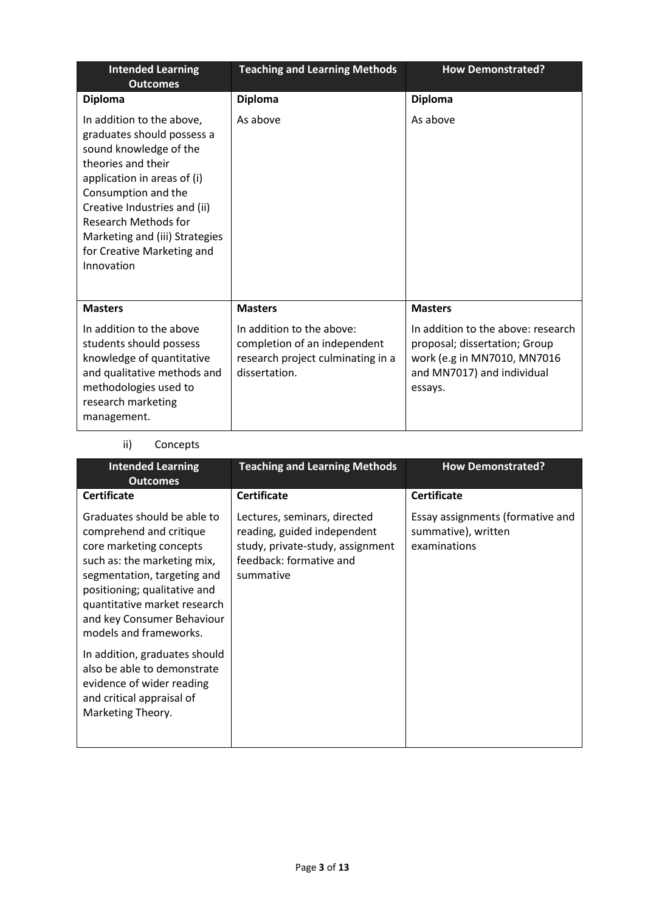| Intended Learning Outcomes | Teaching and Learning Methods | How Demonstrated? |
|---|---|---|
| **Diploma** | **Diploma** | **Diploma** |
| In addition to the above, graduates should possess a sound knowledge of the theories and their application in areas of (i) Consumption and the Creative Industries and (ii) Research Methods for Marketing and (iii) Strategies for Creative Marketing and Innovation | As above | As above |
| **Masters** | **Masters** | **Masters** |
| In addition to the above students should possess knowledge of quantitative and qualitative methods and methodologies used to research marketing management. | In addition to the above: completion of an independent research project culminating in a dissertation. | In addition to the above: research proposal; dissertation; Group work (e.g in MN7010, MN7016 and MN7017) and individual essays. |

ii) Concepts

| Intended Learning Outcomes | Teaching and Learning Methods | How Demonstrated? |
|---|---|---|
| **Certificate** | **Certificate** | **Certificate** |
| Graduates should be able to comprehend and critique core marketing concepts such as: the marketing mix, segmentation, targeting and positioning; qualitative and quantitative market research and key Consumer Behaviour models and frameworks.<br><br>In addition, graduates should also be able to demonstrate evidence of wider reading and critical appraisal of Marketing Theory. | Lectures, seminars, directed reading, guided independent study, private-study, assignment feedback: formative and summative | Essay assignments (formative and summative), written examinations |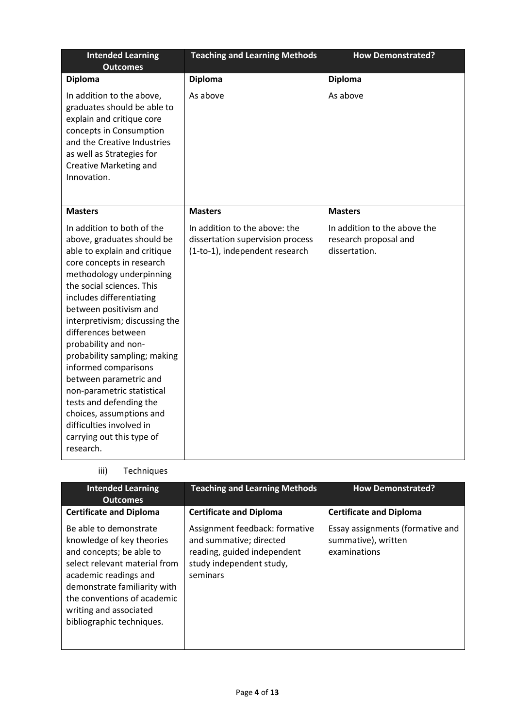| Intended Learning Outcomes | Teaching and Learning Methods | How Demonstrated? |
|---|---|---|
| **Diploma** | **Diploma** | **Diploma** |
| In addition to the above, graduates should be able to explain and critique core concepts in Consumption and the Creative Industries as well as Strategies for Creative Marketing and Innovation. | As above | As above |
| **Masters** | **Masters** | **Masters** |
| In addition to both of the above, graduates should be able to explain and critique core concepts in research methodology underpinning the social sciences. This includes differentiating between positivism and interpretivism; discussing the differences between probability and non-probability sampling; making informed comparisons between parametric and non-parametric statistical tests and defending the choices, assumptions and difficulties involved in carrying out this type of research. | In addition to the above: the dissertation supervision process (1-to-1), independent research | In addition to the above the research proposal and dissertation. |

iii) Techniques

| Intended Learning Outcomes | Teaching and Learning Methods | How Demonstrated? |
|---|---|---|
| **Certificate and Diploma** | **Certificate and Diploma** | **Certificate and Diploma** |
| Be able to demonstrate knowledge of key theories and concepts; be able to select relevant material from academic readings and demonstrate familiarity with the conventions of academic writing and associated bibliographic techniques. | Assignment feedback: formative and summative; directed reading, guided independent study independent study, seminars | Essay assignments (formative and summative), written examinations |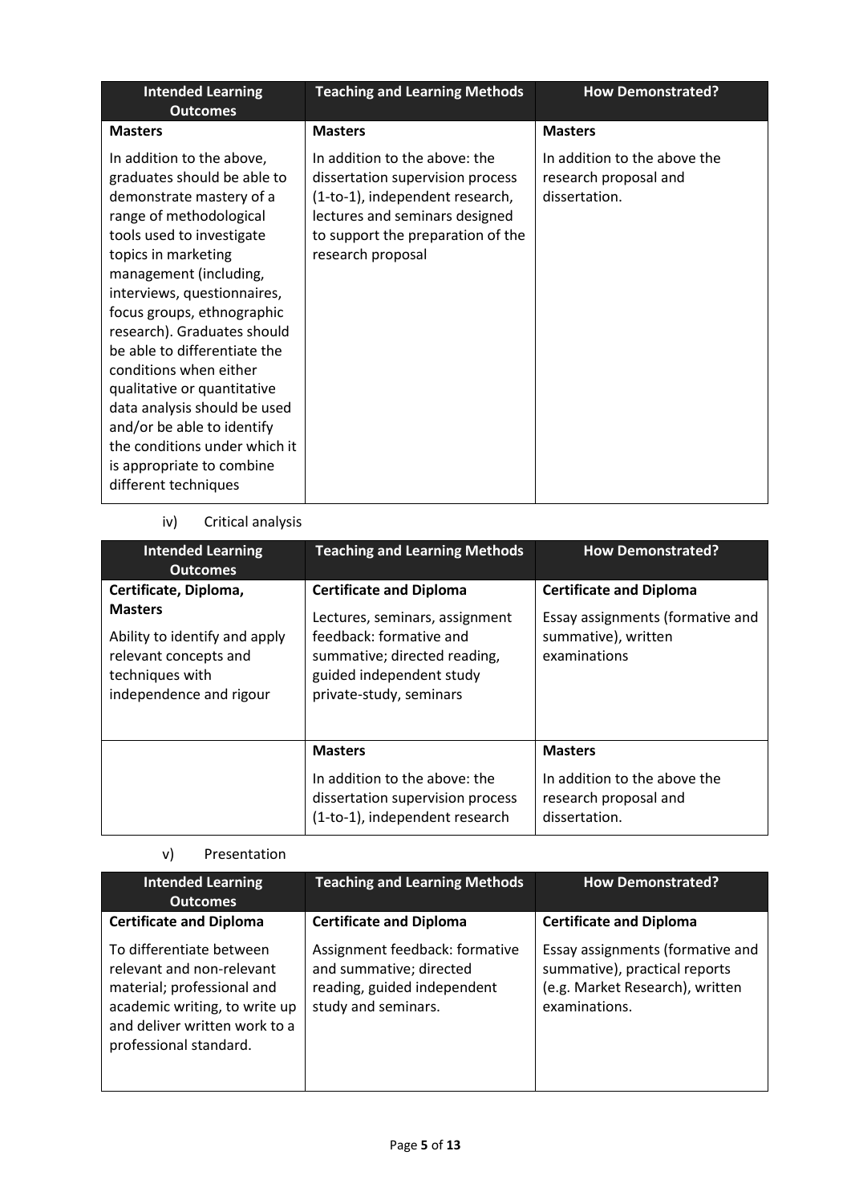| Intended Learning Outcomes | Teaching and Learning Methods | How Demonstrated? |
|---|---|---|
| **Masters**<br><br>In addition to the above, graduates should be able to demonstrate mastery of a range of methodological tools used to investigate topics in marketing management (including, interviews, questionnaires, focus groups, ethnographic research). Graduates should be able to differentiate the conditions when either qualitative or quantitative data analysis should be used and/or be able to identify the conditions under which it is appropriate to combine different techniques | **Masters**<br><br>In addition to the above: the dissertation supervision process (1-to-1), independent research, lectures and seminars designed to support the preparation of the research proposal | **Masters**<br><br>In addition to the above the research proposal and dissertation. |

iv) Critical analysis

| Intended Learning Outcomes | Teaching and Learning Methods | How Demonstrated? |
|---|---|---|
| **Certificate, Diploma, Masters**<br><br>Ability to identify and apply relevant concepts and techniques with independence and rigour | **Certificate and Diploma**<br><br>Lectures, seminars, assignment feedback: formative and summative; directed reading, guided independent study private-study, seminars | **Certificate and Diploma**<br><br>Essay assignments (formative and summative), written examinations |
| | **Masters**<br><br>In addition to the above: the dissertation supervision process (1-to-1), independent research | **Masters**<br><br>In addition to the above the research proposal and dissertation. |

v) Presentation

| Intended Learning Outcomes | Teaching and Learning Methods | How Demonstrated? |
|---|---|---|
| **Certificate and Diploma**<br><br>To differentiate between relevant and non-relevant material; professional and academic writing, to write up and deliver written work to a professional standard. | **Certificate and Diploma**<br><br>Assignment feedback: formative and summative; directed reading, guided independent study and seminars. | **Certificate and Diploma**<br><br>Essay assignments (formative and summative), practical reports (e.g. Market Research), written examinations. |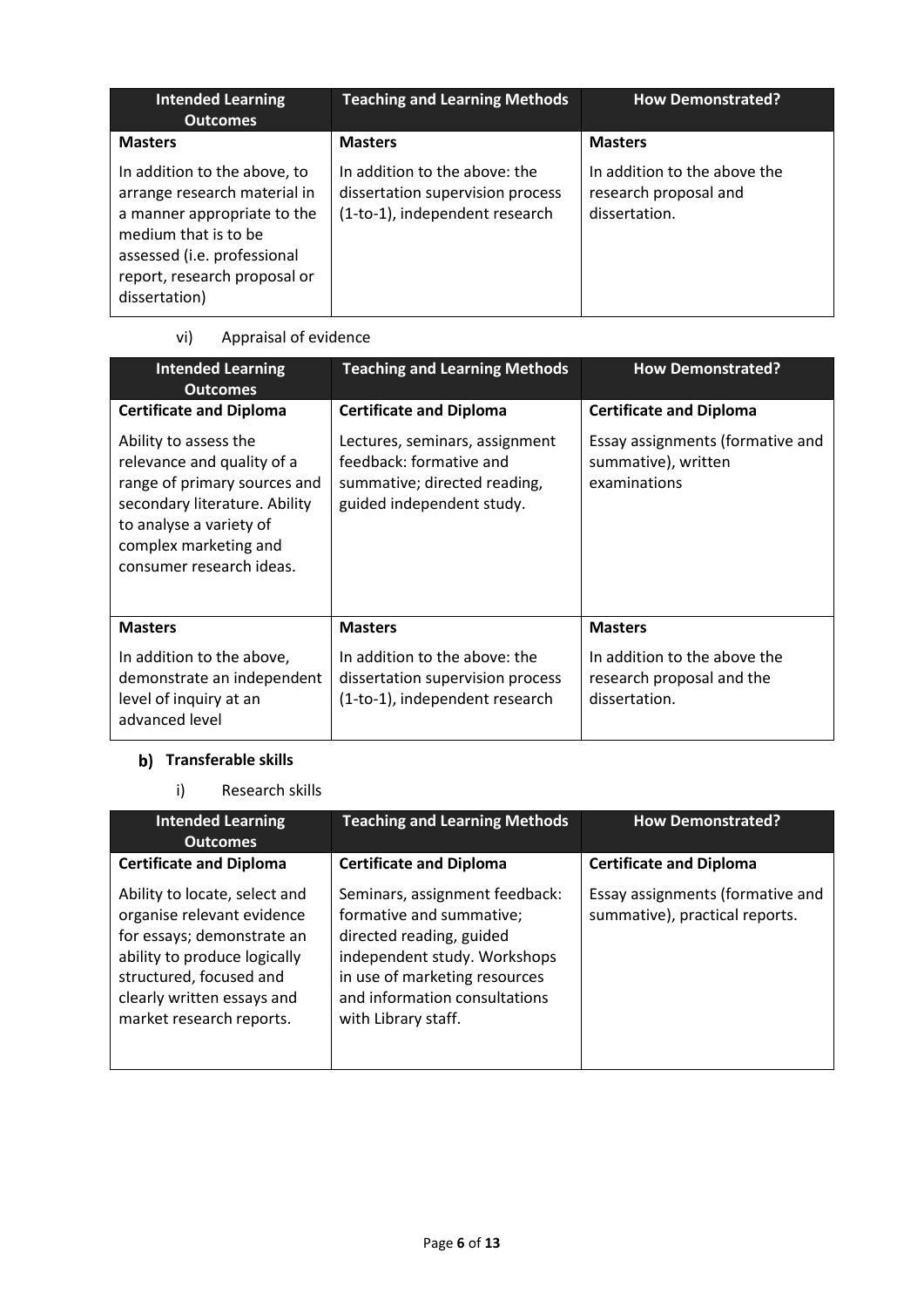| Intended Learning Outcomes | Teaching and Learning Methods | How Demonstrated? |
| --- | --- | --- |
| **Masters** | **Masters** | **Masters** |
| In addition to the above, to arrange research material in a manner appropriate to the medium that is to be assessed (i.e. professional report, research proposal or dissertation) | In addition to the above: the dissertation supervision process (1-to-1), independent research | In addition to the above the research proposal and dissertation. |

vi) Appraisal of evidence

| Intended Learning Outcomes | Teaching and Learning Methods | How Demonstrated? |
| --- | --- | --- |
| **Certificate and Diploma** | **Certificate and Diploma** | **Certificate and Diploma** |
| Ability to assess the relevance and quality of a range of primary sources and secondary literature. Ability to analyse a variety of complex marketing and consumer research ideas. | Lectures, seminars, assignment feedback: formative and summative; directed reading, guided independent study. | Essay assignments (formative and summative), written examinations |
| **Masters** | **Masters** | **Masters** |
| In addition to the above, demonstrate an independent level of inquiry at an advanced level | In addition to the above: the dissertation supervision process (1-to-1), independent research | In addition to the above the research proposal and the dissertation. |

### b) Transferable skills

i) Research skills

| Intended Learning Outcomes | Teaching and Learning Methods | How Demonstrated? |
| --- | --- | --- |
| **Certificate and Diploma** | **Certificate and Diploma** | **Certificate and Diploma** |
| Ability to locate, select and organise relevant evidence for essays; demonstrate an ability to produce logically structured, focused and clearly written essays and market research reports. | Seminars, assignment feedback: formative and summative; directed reading, guided independent study. Workshops in use of marketing resources and information consultations with Library staff. | Essay assignments (formative and summative), practical reports. |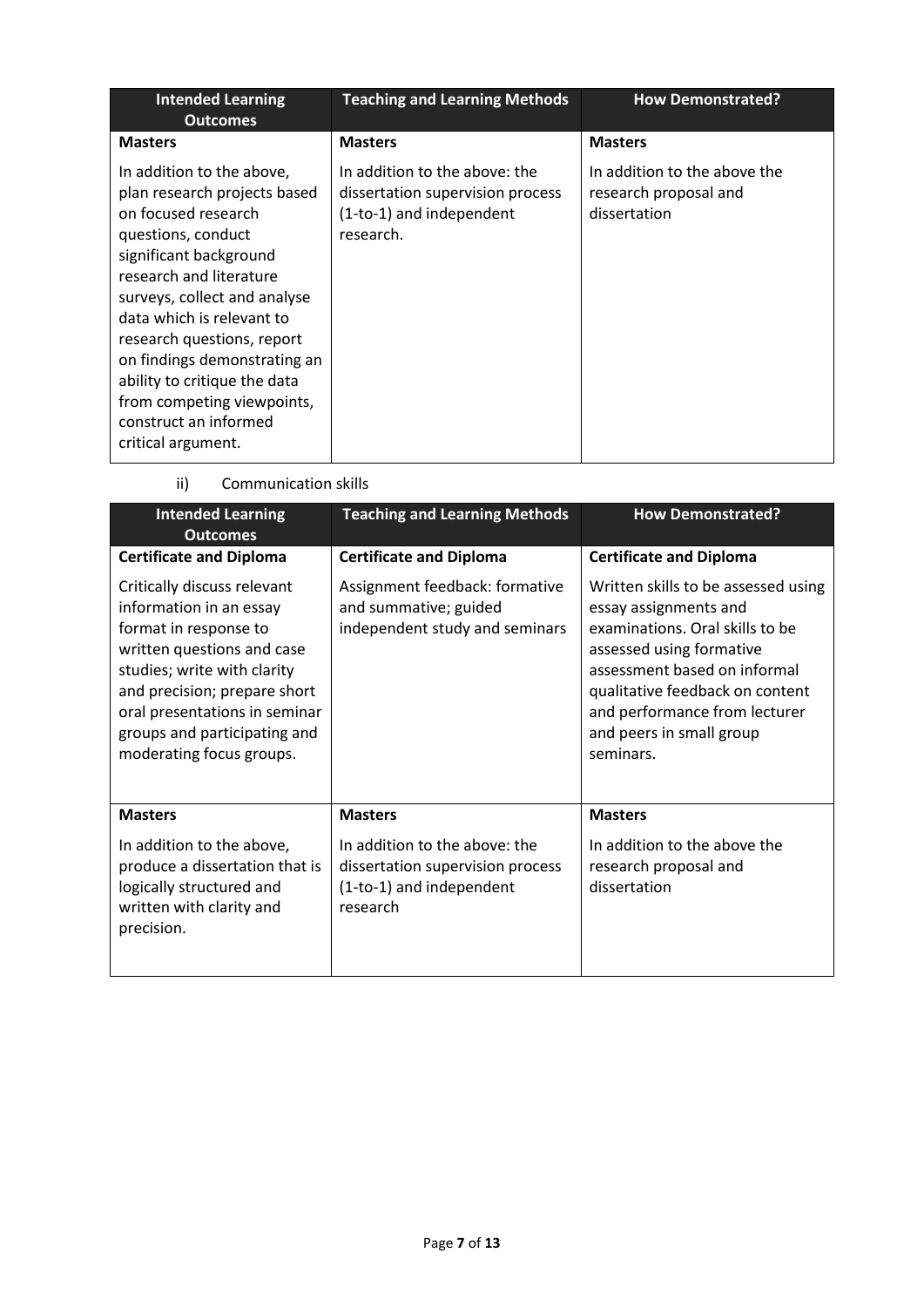| Intended Learning Outcomes | Teaching and Learning Methods | How Demonstrated? |
|---|---|---|
| **Masters** | **Masters** | **Masters** |
| In addition to the above, plan research projects based on focused research questions, conduct significant background research and literature surveys, collect and analyse data which is relevant to research questions, report on findings demonstrating an ability to critique the data from competing viewpoints, construct an informed critical argument. | In addition to the above: the dissertation supervision process (1-to-1) and independent research. | In addition to the above the research proposal and dissertation |

ii) Communication skills

| Intended Learning Outcomes | Teaching and Learning Methods | How Demonstrated? |
|---|---|---|
| **Certificate and Diploma** | **Certificate and Diploma** | **Certificate and Diploma** |
| Critically discuss relevant information in an essay format in response to written questions and case studies; write with clarity and precision; prepare short oral presentations in seminar groups and participating and moderating focus groups. | Assignment feedback: formative and summative; guided independent study and seminars | Written skills to be assessed using essay assignments and examinations. Oral skills to be assessed using formative assessment based on informal qualitative feedback on content and performance from lecturer and peers in small group seminars. |
| **Masters** | **Masters** | **Masters** |
| In addition to the above, produce a dissertation that is logically structured and written with clarity and precision. | In addition to the above: the dissertation supervision process (1-to-1) and independent research | In addition to the above the research proposal and dissertation |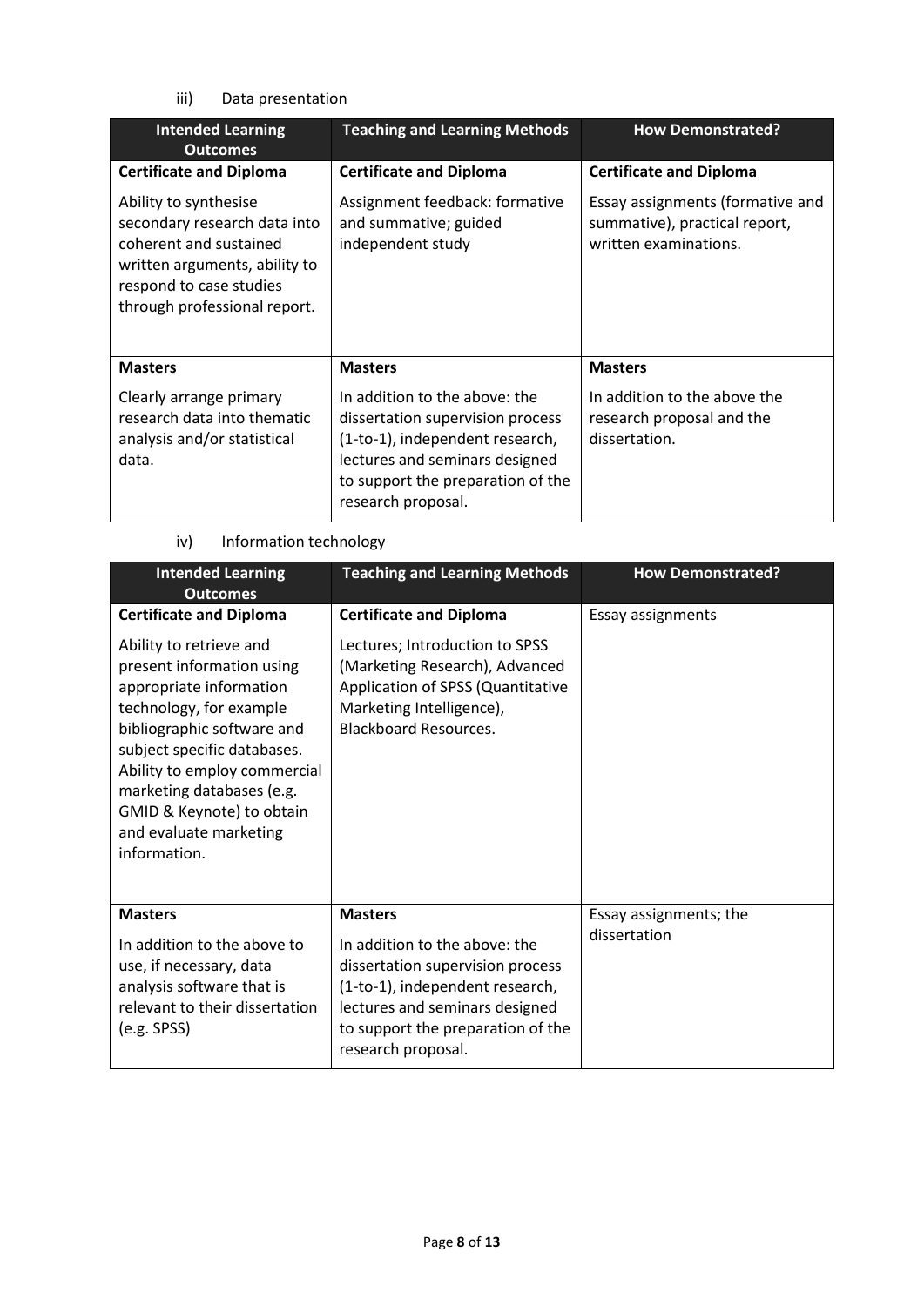iii) Data presentation

| Intended Learning Outcomes | Teaching and Learning Methods | How Demonstrated? |
| --- | --- | --- |
| **Certificate and Diploma** | **Certificate and Diploma** | **Certificate and Diploma** |
| Ability to synthesise secondary research data into coherent and sustained written arguments, ability to respond to case studies through professional report. | Assignment feedback: formative and summative; guided independent study | Essay assignments (formative and summative), practical report, written examinations. |
| **Masters** | **Masters** | **Masters** |
| Clearly arrange primary research data into thematic analysis and/or statistical data. | In addition to the above: the dissertation supervision process (1-to-1), independent research, lectures and seminars designed to support the preparation of the research proposal. | In addition to the above the research proposal and the dissertation. |

iv) Information technology

| Intended Learning Outcomes | Teaching and Learning Methods | How Demonstrated? |
| --- | --- | --- |
| **Certificate and Diploma** | **Certificate and Diploma** | Essay assignments |
| Ability to retrieve and present information using appropriate information technology, for example bibliographic software and subject specific databases. Ability to employ commercial marketing databases (e.g. GMID & Keynote) to obtain and evaluate marketing information. | Lectures; Introduction to SPSS (Marketing Research), Advanced Application of SPSS (Quantitative Marketing Intelligence), Blackboard Resources. | |
| **Masters** | **Masters** | Essay assignments; the dissertation |
| In addition to the above to use, if necessary, data analysis software that is relevant to their dissertation (e.g. SPSS) | In addition to the above: the dissertation supervision process (1-to-1), independent research, lectures and seminars designed to support the preparation of the research proposal. | |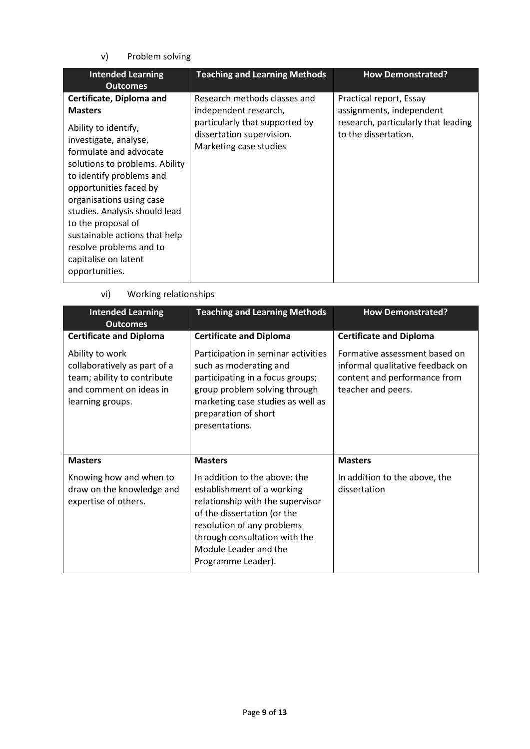v) Problem solving

| Intended Learning Outcomes | Teaching and Learning Methods | How Demonstrated? |
|---|---|---|
| **Certificate, Diploma and Masters**<br><br>Ability to identify, investigate, analyse, formulate and advocate solutions to problems. Ability to identify problems and opportunities faced by organisations using case studies. Analysis should lead to the proposal of sustainable actions that help resolve problems and to capitalise on latent opportunities. | Research methods classes and independent research, particularly that supported by dissertation supervision. Marketing case studies | Practical report, Essay assignments, independent research, particularly that leading to the dissertation. |

vi) Working relationships

| Intended Learning Outcomes | Teaching and Learning Methods | How Demonstrated? |
|---|---|---|
| **Certificate and Diploma**<br><br>Ability to work collaboratively as part of a team; ability to contribute and comment on ideas in learning groups. | **Certificate and Diploma**<br><br>Participation in seminar activities such as moderating and participating in a focus groups; group problem solving through marketing case studies as well as preparation of short presentations. | **Certificate and Diploma**<br><br>Formative assessment based on informal qualitative feedback on content and performance from teacher and peers. |
| **Masters**<br><br>Knowing how and when to draw on the knowledge and expertise of others. | **Masters**<br><br>In addition to the above: the establishment of a working relationship with the supervisor of the dissertation (or the resolution of any problems through consultation with the Module Leader and the Programme Leader). | **Masters**<br><br>In addition to the above, the dissertation |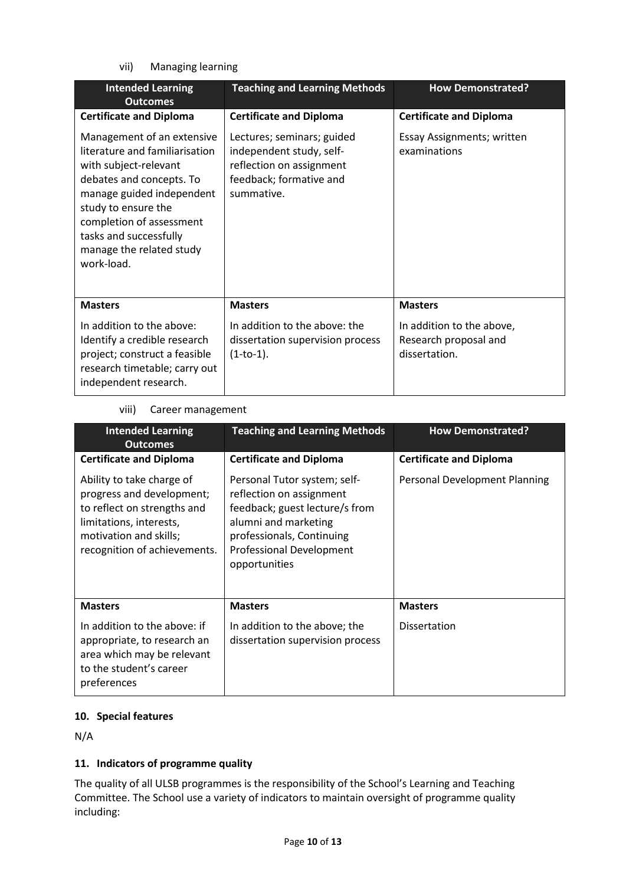vii) Managing learning

| Intended Learning Outcomes | Teaching and Learning Methods | How Demonstrated? |
|---|---|---|
| **Certificate and Diploma** | **Certificate and Diploma** | **Certificate and Diploma** |
| Management of an extensive literature and familiarisation with subject-relevant debates and concepts. To manage guided independent study to ensure the completion of assessment tasks and successfully manage the related study work-load. | Lectures; seminars; guided independent study, self-reflection on assignment feedback; formative and summative. | Essay Assignments; written examinations |
| **Masters** | **Masters** | **Masters** |
| In addition to the above: Identify a credible research project; construct a feasible research timetable; carry out independent research. | In addition to the above: the dissertation supervision process (1-to-1). | In addition to the above, Research proposal and dissertation. |

viii) Career management

| Intended Learning Outcomes | Teaching and Learning Methods | How Demonstrated? |
|---|---|---|
| **Certificate and Diploma** | **Certificate and Diploma** | **Certificate and Diploma** |
| Ability to take charge of progress and development; to reflect on strengths and limitations, interests, motivation and skills; recognition of achievements. | Personal Tutor system; self-reflection on assignment feedback; guest lecture/s from alumni and marketing professionals, Continuing Professional Development opportunities | Personal Development Planning |
| **Masters** | **Masters** | **Masters** |
| In addition to the above: if appropriate, to research an area which may be relevant to the student's career preferences | In addition to the above; the dissertation supervision process | Dissertation |

## 10. Special features

N/A

## 11. Indicators of programme quality

The quality of all ULSB programmes is the responsibility of the School's Learning and Teaching Committee. The School use a variety of indicators to maintain oversight of programme quality including: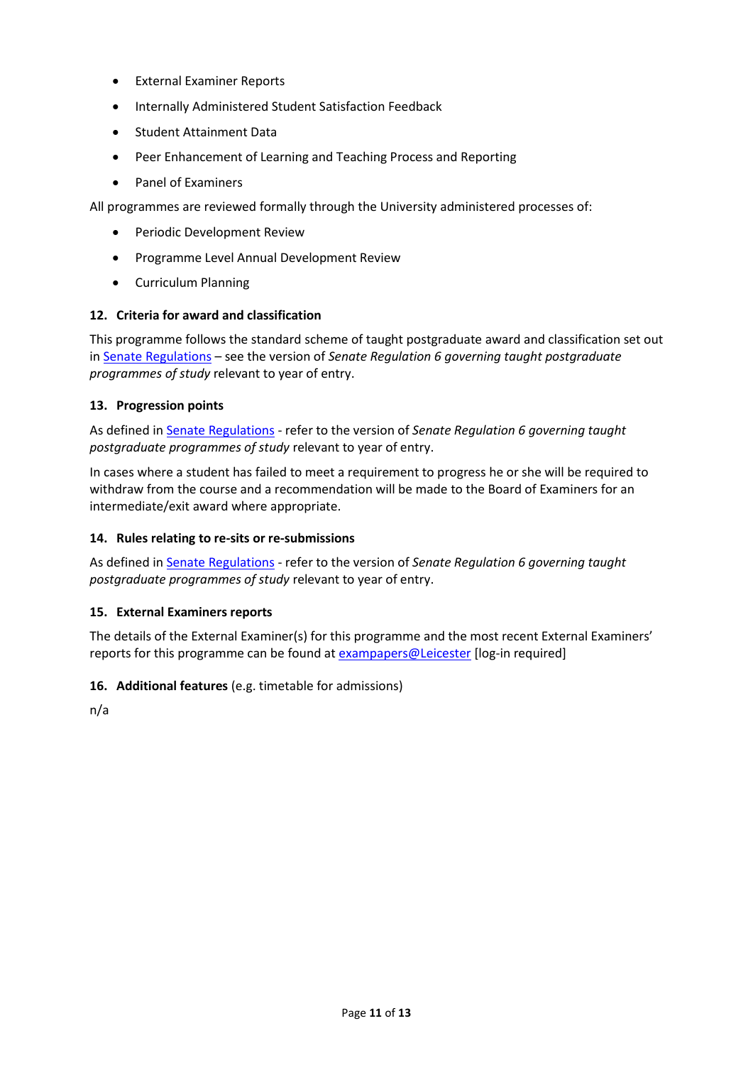- External Examiner Reports
- Internally Administered Student Satisfaction Feedback
- Student Attainment Data
- Peer Enhancement of Learning and Teaching Process and Reporting
- Panel of Examiners

All programmes are reviewed formally through the University administered processes of:

- Periodic Development Review
- Programme Level Annual Development Review
- Curriculum Planning

### 12. Criteria for award and classification

This programme follows the standard scheme of taught postgraduate award and classification set out in Senate Regulations – see the version of *Senate Regulation 6 governing taught postgraduate programmes of study* relevant to year of entry.

### 13. Progression points

As defined in Senate Regulations - refer to the version of *Senate Regulation 6 governing taught postgraduate programmes of study* relevant to year of entry.

In cases where a student has failed to meet a requirement to progress he or she will be required to withdraw from the course and a recommendation will be made to the Board of Examiners for an intermediate/exit award where appropriate.

### 14. Rules relating to re-sits or re-submissions

As defined in Senate Regulations - refer to the version of *Senate Regulation 6 governing taught postgraduate programmes of study* relevant to year of entry.

### 15. External Examiners reports

The details of the External Examiner(s) for this programme and the most recent External Examiners' reports for this programme can be found at exampapers@Leicester [log-in required]

### 16. Additional features (e.g. timetable for admissions)

n/a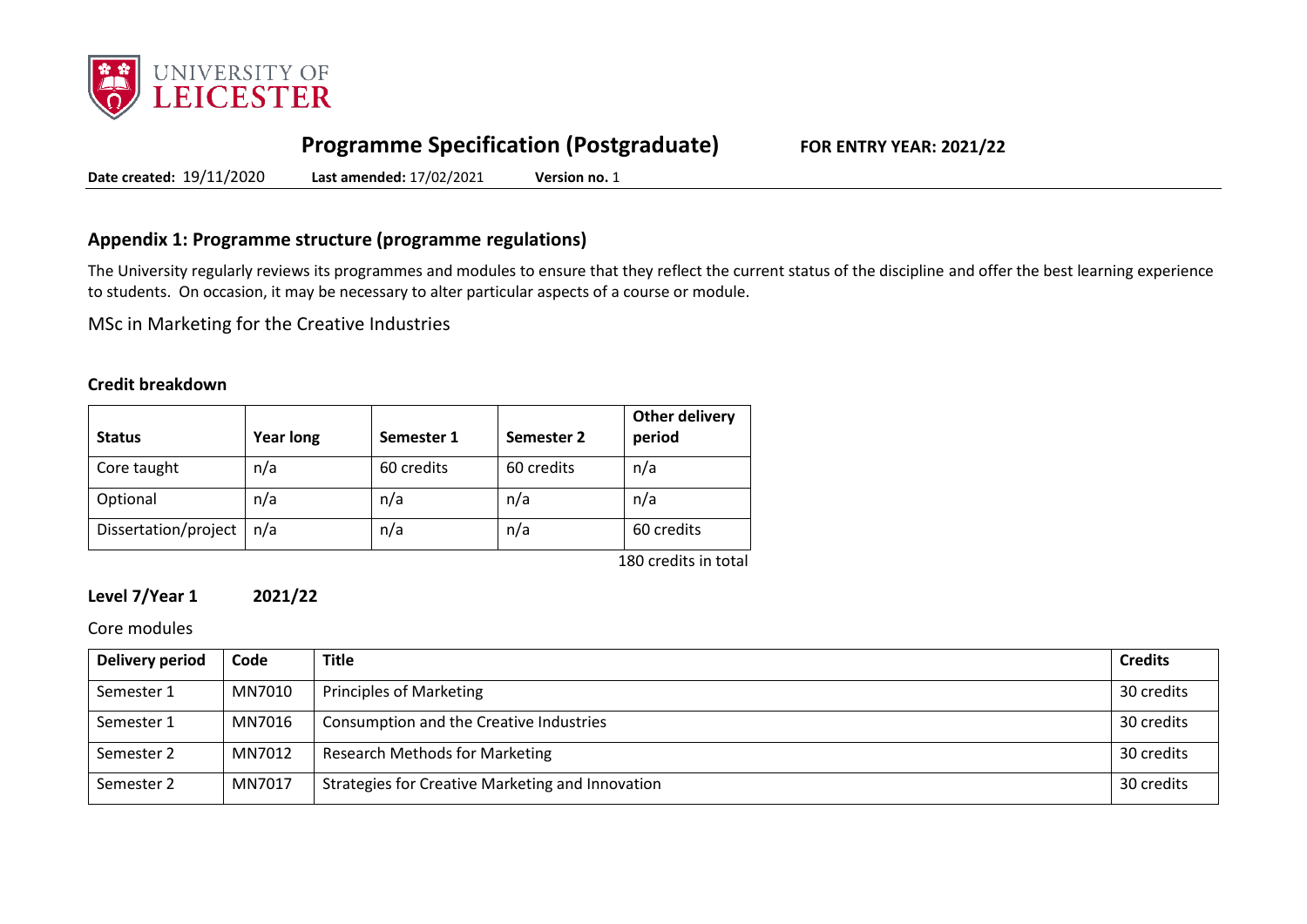# Programme Specification (Postgraduate)

**FOR ENTRY YEAR: 2021/22**

**Date created:** 19/11/2020 **Last amended:** 17/02/2021 **Version no.** 1

## Appendix 1: Programme structure (programme regulations)

The University regularly reviews its programmes and modules to ensure that they reflect the current status of the discipline and offer the best learning experience to students. On occasion, it may be necessary to alter particular aspects of a course or module.

MSc in Marketing for the Creative Industries

### Credit breakdown

| Status | Year long | Semester 1 | Semester 2 | Other delivery period |
|---|---|---|---|---|
| Core taught | n/a | 60 credits | 60 credits | n/a |
| Optional | n/a | n/a | n/a | n/a |
| Dissertation/project | n/a | n/a | n/a | 60 credits |

180 credits in total

### Level 7/Year 1 2021/22

Core modules

| Delivery period | Code | Title | Credits |
|---|---|---|---|
| Semester 1 | MN7010 | Principles of Marketing | 30 credits |
| Semester 1 | MN7016 | Consumption and the Creative Industries | 30 credits |
| Semester 2 | MN7012 | Research Methods for Marketing | 30 credits |
| Semester 2 | MN7017 | Strategies for Creative Marketing and Innovation | 30 credits |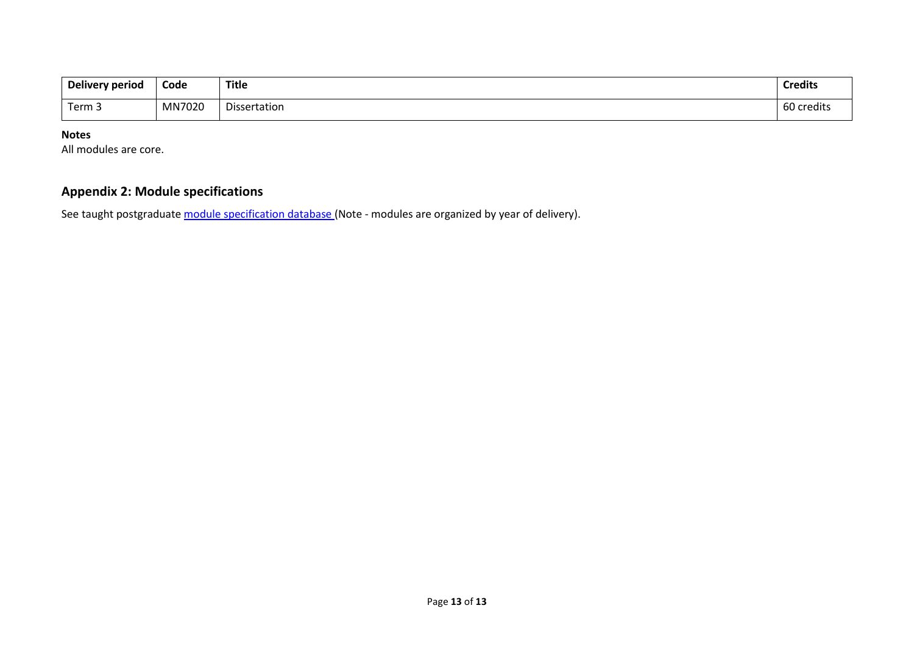| Delivery period | Code | Title | Credits |
|---|---|---|---|
| Term 3 | MN7020 | Dissertation | 60 credits |

**Notes**

All modules are core.

## Appendix 2: Module specifications

See taught postgraduate module specification database (Note - modules are organized by year of delivery).